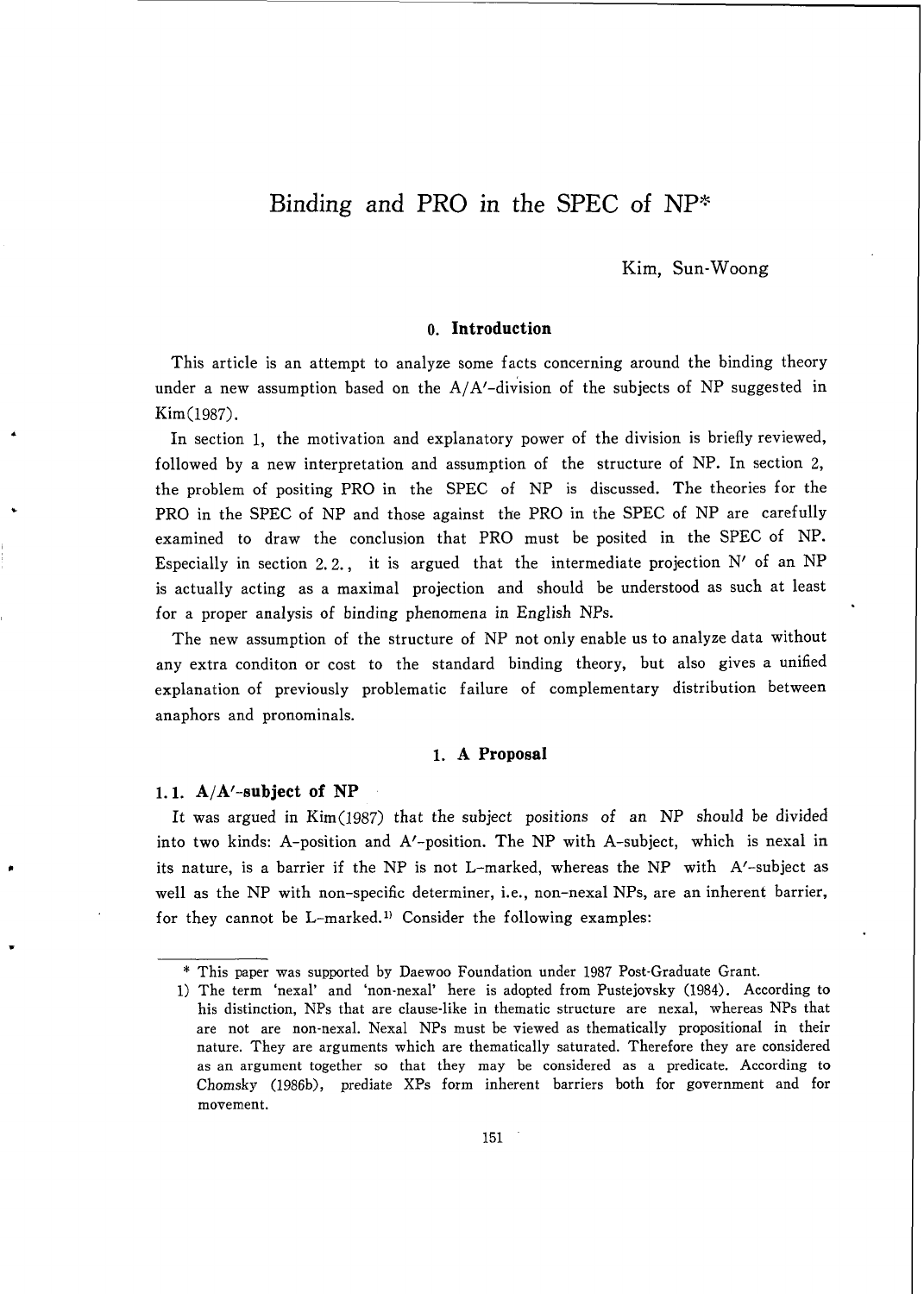# Binding and PRO in the SPEC of NP*

Kim, Sun-Woong

## 0. Introduction

This article is an attempt to analyze some facts concerning around the binding theory under a new assumption based on the A/A′-division of the subjects of NP suggested in Kim(1987).

In section 1, the motivation and explanatory power of the division is briefly reviewed, followed by a new interpretation and assumption of the structure of NP. In section 2, the problem of positing PRO in the SPEC of NP is discussed. The theories for the PRO in the SPEC of NP and those against the PRO in the SPEC of NP are carefully examined to draw the conclusion that PRO must be posited in the SPEC of NP. Especially in section 2.2., it is argued that the intermediate projection N′ of an NP is actually acting as a maximal projection and should be understood as such at least for a proper analysis of binding phenomena in English NPs.

The new assumption of the structure of NP not only enable us to analyze data without any extra conditon or cost to the standard binding theory, but also gives a unified explanation of previously problematic failure of complementary distribution between anaphors and pronominals.

## 1. A Proposal

### 1.1. A/A′-subject of NP

It was argued in Kim(1987) that the subject positions of an NP should be divided into two kinds: A-position and A′-position. The NP with A-subject, which is nexal in its nature, is a barrier if the NP is not L-marked, whereas the NP with A′-subject as well as the NP with non-specific determiner, i.e., non-nexal NPs, are an inherent barrier, for they cannot be L-marked.[1] Consider the following examples:

---

\* This paper was supported by Daewoo Foundation under 1987 Post-Graduate Grant.

1) The term 'nexal' and 'non-nexal' here is adopted from Pustejovsky (1984). According to his distinction, NPs that are clause-like in thematic structure are nexal, whereas NPs that are not are non-nexal. Nexal NPs must be viewed as thematically propositional in their nature. They are arguments which are thematically saturated. Therefore they are considered as an argument together so that they may be considered as a predicate. According to Chomsky (1986b), prediate XPs form inherent barriers both for government and for movement.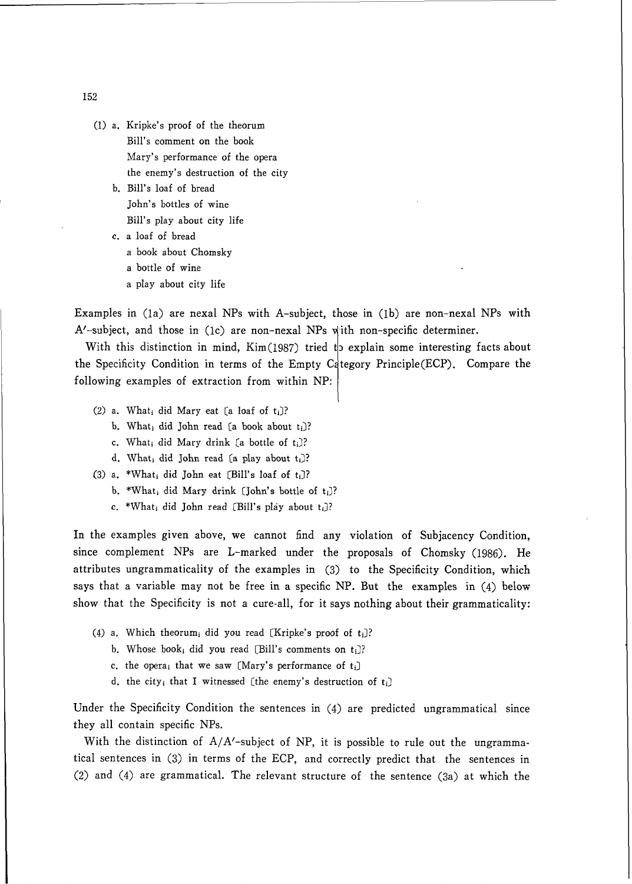(1) a. Kripke's proof of the theorum
       Bill's comment on the book
       Mary's performance of the opera
       the enemy's destruction of the city
    b. Bill's loaf of bread
       John's bottles of wine
       Bill's play about city life
    c. a loaf of bread
       a book about Chomsky
       a bottle of wine
       a play about city life

Examples in (1a) are nexal NPs with A-subject, those in (1b) are non-nexal NPs with A′-subject, and those in (1c) are non-nexal NPs with non-specific determiner.

With this distinction in mind, Kim(1987) tried to explain some interesting facts about the Specificity Condition in terms of the Empty Category Principle(ECP). Compare the following examples of extraction from within NP:

(2) a. What$_i$ did Mary eat [a loaf of t$_i$]?
    b. What$_i$ did John read [a book about t$_i$]?
    c. What$_i$ did Mary drink [a bottle of t$_i$]?
    d. What$_i$ did John read [a play about t$_i$]?

(3) a. *What$_i$ did John eat [Bill's loaf of t$_i$]?
    b. *What$_i$ did Mary drink [John's bottle of t$_i$]?
    c. *What$_i$ did John read [Bill's play about t$_i$]?

In the examples given above, we cannot find any violation of Subjacency Condition, since complement NPs are L-marked under the proposals of Chomsky (1986). He attributes ungrammaticality of the examples in (3) to the Specificity Condition, which says that a variable may not be free in a specific NP. But the examples in (4) below show that the Specificity is not a cure-all, for it says nothing about their grammaticality:

(4) a. Which theorum$_i$ did you read [Kripke's proof of t$_i$]?
    b. Whose book$_i$ did you read [Bill's comments on t$_i$]?
    c. the opera$_i$ that we saw [Mary's performance of t$_i$]
    d. the city$_i$ that I witnessed [the enemy's destruction of t$_i$]

Under the Specificity Condition the sentences in (4) are predicted ungrammatical since they all contain specific NPs.

With the distinction of A/A′-subject of NP, it is possible to rule out the ungrammatical sentences in (3) in terms of the ECP, and correctly predict that the sentences in (2) and (4) are grammatical. The relevant structure of the sentence (3a) at which the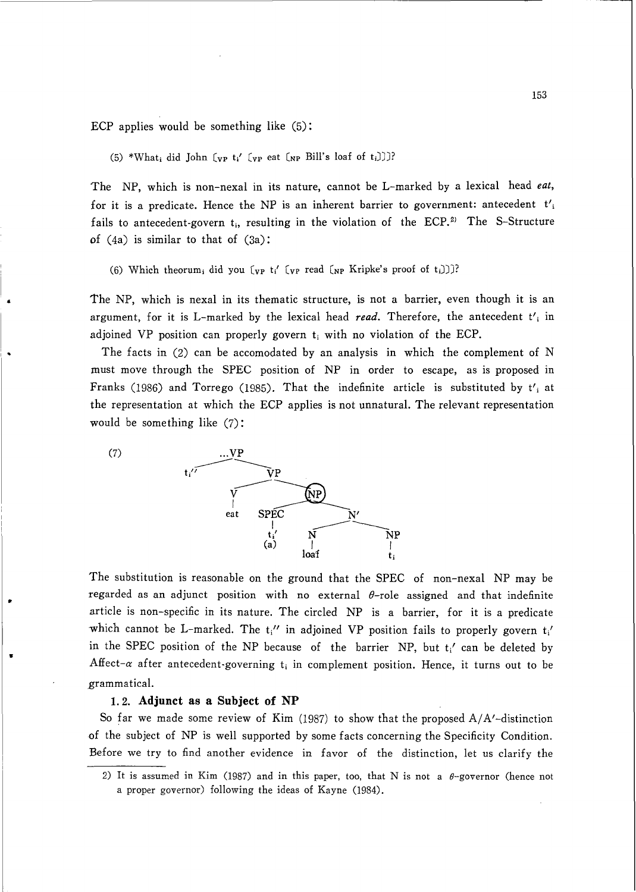ECP applies would be something like (5):

(5) *What$_i$ did John [$_{VP}$ $t_i'$ [$_{VP}$ eat [$_{NP}$ Bill's loaf of $t_i$]]]?

The NP, which is non-nexal in its nature, cannot be L-marked by a lexical head *eat*, for it is a predicate. Hence the NP is an inherent barrier to government: antecedent $t'_i$ fails to antecedent-govern $t_i$, resulting in the violation of the ECP.[2] The S-Structure of (4a) is similar to that of (3a):

(6) Which theorum$_i$ did you [$_{VP}$ $t_i'$ [$_{VP}$ read [$_{NP}$ Kripke's proof of $t_i$]]]?

The NP, which is nexal in its thematic structure, is not a barrier, even though it is an argument, for it is L-marked by the lexical head *read*. Therefore, the antecedent $t'_i$ in adjoined VP position can properly govern $t_i$ with no violation of the ECP.

The facts in (2) can be accomodated by an analysis in which the complement of N must move through the SPEC position of NP in order to escape, as is proposed in Franks (1986) and Torrego (1985). That the indefinite article is substituted by $t'_i$ at the representation at which the ECP applies is not unnatural. The relevant representation would be something like (7):

(7)

```
            ...VP
           /     \
       t_i''      VP
                 /   \
                V    (NP)
                |    /   \
               eat SPEC   N'
                    |    /  \
                   t_i' N    NP
                   (a)  |    |
                       loaf  t_i
```

The substitution is reasonable on the ground that the SPEC of non-nexal NP may be regarded as an adjunct position with no external $\theta$-role assigned and that indefinite article is non-specific in its nature. The circled NP is a barrier, for it is a predicate which cannot be L-marked. The $t_i''$ in adjoined VP position fails to properly govern $t_i'$ in the SPEC position of the NP because of the barrier NP, but $t_i'$ can be deleted by Affect-$\alpha$ after antecedent-governing $t_i$ in complement position. Hence, it turns out to be grammatical.

### 1.2. Adjunct as a Subject of NP

So far we made some review of Kim (1987) to show that the proposed A/A'-distinction of the subject of NP is well supported by some facts concerning the Specificity Condition. Before we try to find another evidence in favor of the distinction, let us clarify the

2) It is assumed in Kim (1987) and in this paper, too, that N is not a $\theta$-governor (hence not a proper governor) following the ideas of Kayne (1984).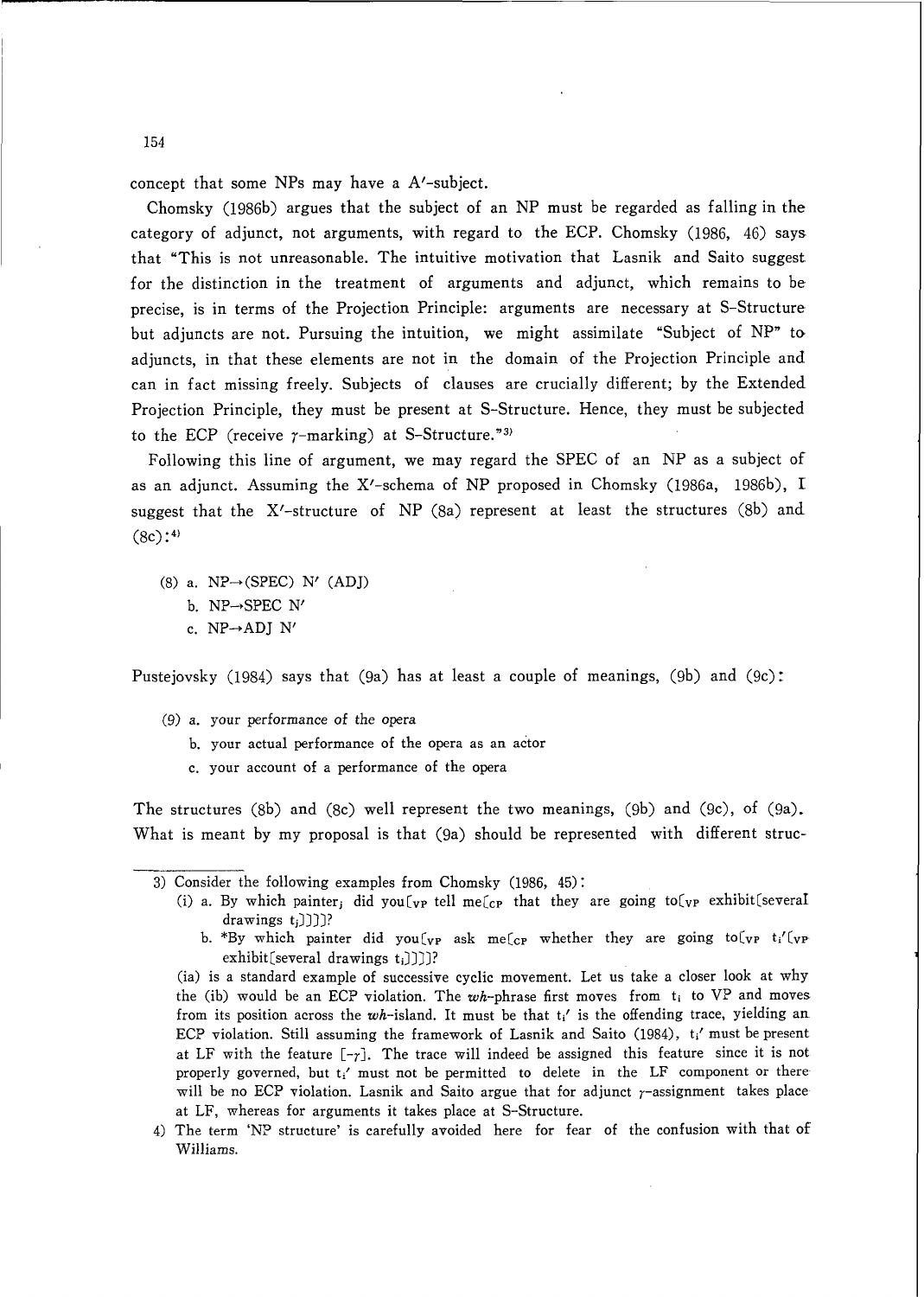concept that some NPs may have a A′-subject.

Chomsky (1986b) argues that the subject of an NP must be regarded as falling in the category of adjunct, not arguments, with regard to the ECP. Chomsky (1986, 46) says that "This is not unreasonable. The intuitive motivation that Lasnik and Saito suggest for the distinction in the treatment of arguments and adjunct, which remains to be precise, is in terms of the Projection Principle: arguments are necessary at S-Structure but adjuncts are not. Pursuing the intuition, we might assimilate "Subject of NP" to adjuncts, in that these elements are not in the domain of the Projection Principle and can in fact missing freely. Subjects of clauses are crucially different; by the Extended Projection Principle, they must be present at S-Structure. Hence, they must be subjected to the ECP (receive $\gamma$-marking) at S-Structure."[3]

Following this line of argument, we may regard the SPEC of an NP as a subject of as an adjunct. Assuming the X′-schema of NP proposed in Chomsky (1986a, 1986b), I suggest that the X′-structure of NP (8a) represent at least the structures (8b) and (8c):[4]

(8) a. NP→(SPEC) N′ (ADJ)
  b. NP→SPEC N′
  c. NP→ADJ N′

Pustejovsky (1984) says that (9a) has at least a couple of meanings, (9b) and (9c):

(9) a. your performance of the opera
  b. your actual performance of the opera as an actor
  c. your account of a performance of the opera

The structures (8b) and (8c) well represent the two meanings, (9b) and (9c), of (9a). What is meant by my proposal is that (9a) should be represented with different struc-

---

3) Consider the following examples from Chomsky (1986, 45):

(i) a. By which painter$_j$ did you[$_{VP}$ tell me[$_{CP}$ that they are going to[$_{VP}$ exhibit[several drawings $t_j$]]]]?

  b. *By which painter did you[$_{VP}$ ask me[$_{CP}$ whether they are going to[$_{VP}$ $t_i'$[$_{VP}$ exhibit[several drawings $t_i$]]]]?

(ia) is a standard example of successive cyclic movement. Let us take a closer look at why the (ib) would be an ECP violation. The *wh*-phrase first moves from $t_i$ to VP and moves from its position across the *wh*-island. It must be that $t_i'$ is the offending trace, yielding an ECP violation. Still assuming the framework of Lasnik and Saito (1984), $t_i'$ must be present at LF with the feature $[-\gamma]$. The trace will indeed be assigned this feature since it is not properly governed, but $t_i'$ must not be permitted to delete in the LF component or there will be no ECP violation. Lasnik and Saito argue that for adjunct $\gamma$-assignment takes place at LF, whereas for arguments it takes place at S-Structure.

4) The term 'NP structure' is carefully avoided here for fear of the confusion with that of Williams.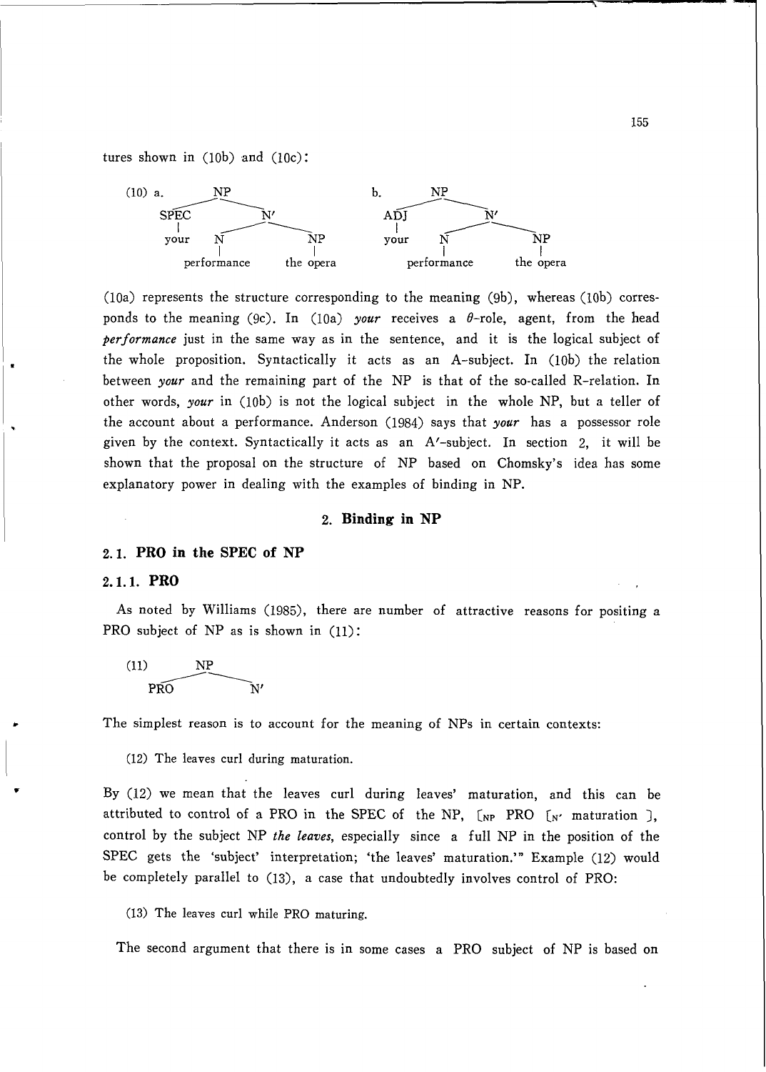tures shown in (10b) and (10c):

```
(10) a.        NP                          b.        NP
           ___/  \___                            ___/  \___
       SPEC          N'                       ADJ          N'
        |         __/  \__                     |        __/  \__
       your      N        NP                  your     N        NP
                 |         |                           |         |
           performance  the opera                performance  the opera
```

(10a) represents the structure corresponding to the meaning (9b), whereas (10b) corresponds to the meaning (9c). In (10a) *your* receives a $\theta$-role, agent, from the head *performance* just in the same way as in the sentence, and it is the logical subject of the whole proposition. Syntactically it acts as an A-subject. In (10b) the relation between *your* and the remaining part of the NP is that of the so-called R-relation. In other words, *your* in (10b) is not the logical subject in the whole NP, but a teller of the account about a performance. Anderson (1984) says that *your* has a possessor role given by the context. Syntactically it acts as an A′-subject. In section 2, it will be shown that the proposal on the structure of NP based on Chomsky's idea has some explanatory power in dealing with the examples of binding in NP.

## 2. Binding in NP

### 2.1. PRO in the SPEC of NP

#### 2.1.1. PRO

As noted by Williams (1985), there are number of attractive reasons for positing a PRO subject of NP as is shown in (11):

```
(11)      NP
       __/  \__
    PRO        N'
```

The simplest reason is to account for the meaning of NPs in certain contexts:

(12) The leaves curl during maturation.

By (12) we mean that the leaves curl during leaves' maturation, and this can be attributed to control of a PRO in the SPEC of the NP, [$_{NP}$ PRO [$_{N'}$ maturation ], control by the subject NP *the leaves*, especially since a full NP in the position of the SPEC gets the 'subject' interpretation; 'the leaves' maturation.'" Example (12) would be completely parallel to (13), a case that undoubtedly involves control of PRO:

(13) The leaves curl while PRO maturing.

The second argument that there is in some cases a PRO subject of NP is based on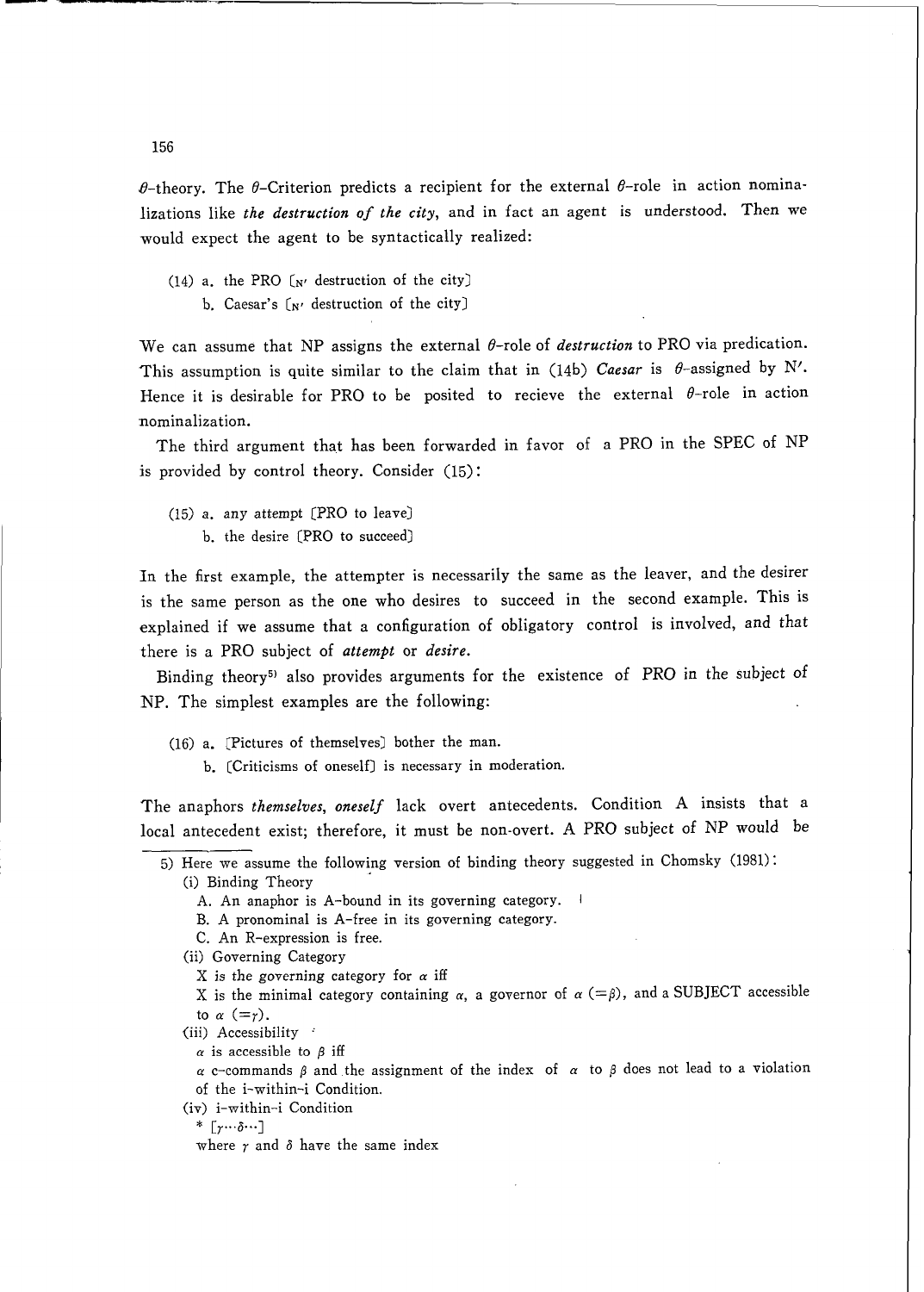$\theta$-theory. The $\theta$-Criterion predicts a recipient for the external $\theta$-role in action nominalizations like *the destruction of the city*, and in fact an agent is understood. Then we would expect the agent to be syntactically realized:

(14) a. the PRO [$_{N'}$ destruction of the city]
b. Caesar's [$_{N'}$ destruction of the city]

We can assume that NP assigns the external $\theta$-role of *destruction* to PRO via predication. This assumption is quite similar to the claim that in (14b) *Caesar* is $\theta$-assigned by N′. Hence it is desirable for PRO to be posited to recieve the external $\theta$-role in action nominalization.

The third argument that has been forwarded in favor of a PRO in the SPEC of NP is provided by control theory. Consider (15):

(15) a. any attempt [PRO to leave]
b. the desire [PRO to succeed]

In the first example, the attempter is necessarily the same as the leaver, and the desirer is the same person as the one who desires to succeed in the second example. This is explained if we assume that a configuration of obligatory control is involved, and that there is a PRO subject of *attempt* or *desire*.

Binding theory[5] also provides arguments for the existence of PRO in the subject of NP. The simplest examples are the following:

(16) a. [Pictures of themselves] bother the man.
b. [Criticisms of oneself] is necessary in moderation.

The anaphors *themselves*, *oneself* lack overt antecedents. Condition A insists that a local antecedent exist; therefore, it must be non-overt. A PRO subject of NP would be

---

5) Here we assume the following version of binding theory suggested in Chomsky (1981):

(i) Binding Theory
A. An anaphor is A-bound in its governing category.
B. A pronominal is A-free in its governing category.
C. An R-expression is free.

(ii) Governing Category
X is the governing category for $\alpha$ iff
X is the minimal category containing $\alpha$, a governor of $\alpha$ ($=\beta$), and a SUBJECT accessible to $\alpha$ ($=\gamma$).

(iii) Accessibility
$\alpha$ is accessible to $\beta$ iff
$\alpha$ c-commands $\beta$ and the assignment of the index of $\alpha$ to $\beta$ does not lead to a violation of the i-within-i Condition.

(iv) i-within-i Condition
$*[_{\gamma} \cdots \delta \cdots]$
where $\gamma$ and $\delta$ have the same index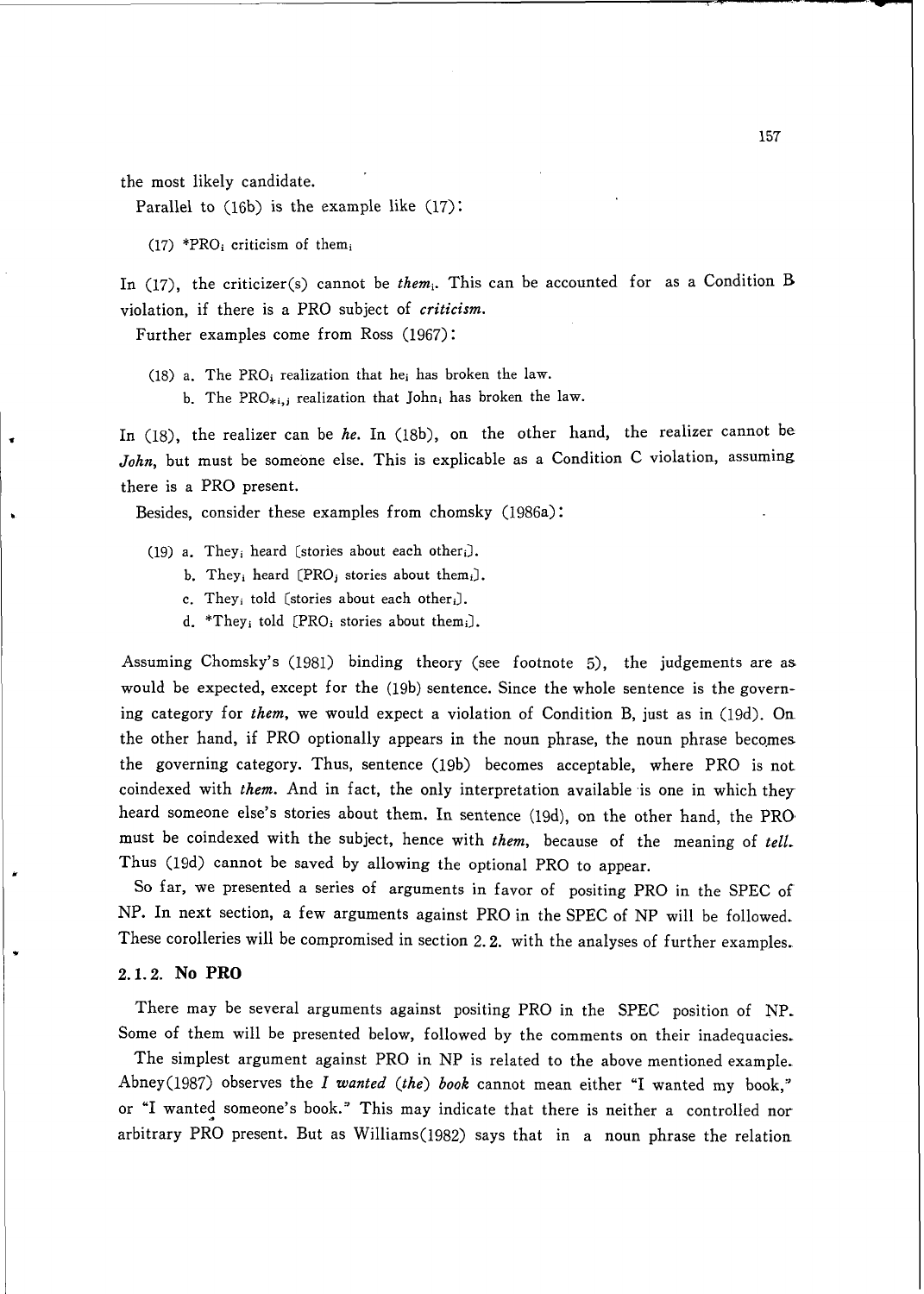the most likely candidate.

Parallel to (16b) is the example like (17):

(17) *$PRO_i$ criticism of $them_i$

In (17), the criticizer(s) cannot be *$them_i$*. This can be accounted for as a Condition B violation, if there is a PRO subject of *criticism*.

Further examples come from Ross (1967):

(18) a. The $PRO_i$ realization that $he_i$ has broken the law.

b. The $PRO_{*i,j}$ realization that $John_i$ has broken the law.

In (18), the realizer can be *he*. In (18b), on the other hand, the realizer cannot be *John*, but must be someone else. This is explicable as a Condition C violation, assuming there is a PRO present.

Besides, consider these examples from chomsky (1986a):

(19) a. $They_i$ heard [stories about each $other_i$].

b. $They_i$ heard [$PRO_j$ stories about $them_i$].

c. $They_i$ told [stories about each $other_i$].

d. *$They_i$ told [$PRO_i$ stories about $them_i$].

Assuming Chomsky's (1981) binding theory (see footnote 5), the judgements are as would be expected, except for the (19b) sentence. Since the whole sentence is the governing category for *them*, we would expect a violation of Condition B, just as in (19d). On the other hand, if PRO optionally appears in the noun phrase, the noun phrase becomes the governing category. Thus, sentence (19b) becomes acceptable, where PRO is not coindexed with *them*. And in fact, the only interpretation available is one in which they heard someone else's stories about them. In sentence (19d), on the other hand, the PRO must be coindexed with the subject, hence with *them*, because of the meaning of *tell*. Thus (19d) cannot be saved by allowing the optional PRO to appear.

So far, we presented a series of arguments in favor of positing PRO in the SPEC of NP. In next section, a few arguments against PRO in the SPEC of NP will be followed. These corolleries will be compromised in section 2.2. with the analyses of further examples.

### 2.1.2. No PRO

There may be several arguments against positing PRO in the SPEC position of NP. Some of them will be presented below, followed by the comments on their inadequacies.

The simplest argument against PRO in NP is related to the above mentioned example. Abney(1987) observes the *I wanted (the) book* cannot mean either "I wanted my book," or "I wanted someone's book." This may indicate that there is neither a controlled nor arbitrary PRO present. But as Williams(1982) says that in a noun phrase the relation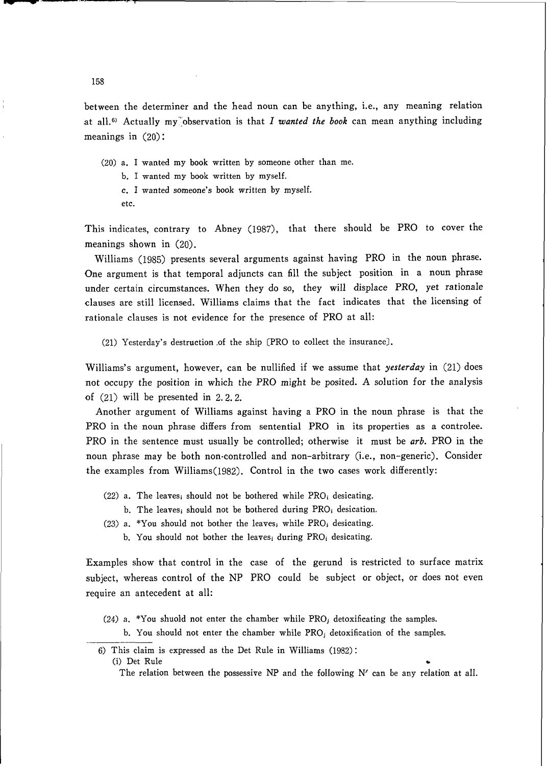between the determiner and the head noun can be anything, i.e., any meaning relation at all.[6] Actually my observation is that *I wanted the book* can mean anything including meanings in (20):

(20) a. I wanted my book written by someone other than me.
  b. I wanted my book written by myself.
  c. I wanted someone's book written by myself.
  etc.

This indicates, contrary to Abney (1987), that there should be PRO to cover the meanings shown in (20).

Williams (1985) presents several arguments against having PRO in the noun phrase. One argument is that temporal adjuncts can fill the subject position in a noun phrase under certain circumstances. When they do so, they will displace PRO, yet rationale clauses are still licensed. Williams claims that the fact indicates that the licensing of rationale clauses is not evidence for the presence of PRO at all:

(21) Yesterday's destruction of the ship [PRO to collect the insurance].

Williams's argument, however, can be nullified if we assume that *yesterday* in (21) does not occupy the position in which the PRO might be posited. A solution for the analysis of (21) will be presented in 2.2.2.

Another argument of Williams against having a PRO in the noun phrase is that the PRO in the noun phrase differs from sentential PRO in its properties as a controlee. PRO in the sentence must usually be controlled; otherwise it must be ***arb***. PRO in the noun phrase may be both non-controlled and non-arbitrary (i.e., non-generic). Consider the examples from Williams(1982). Control in the two cases work differently:

(22) a. The $\text{leaves}_i$ should not be bothered while $\text{PRO}_i$ desicating.
  b. The $\text{leaves}_i$ should not be bothered during $\text{PRO}_i$ desication.

(23) a. *You should not bother the $\text{leaves}_i$ while $\text{PRO}_i$ desicating.
  b. You should not bother the $\text{leaves}_i$ during $\text{PRO}_i$ desicating.

Examples show that control in the case of the gerund is restricted to surface matrix subject, whereas control of the NP PRO could be subject or object, or does not even require an antecedent at all:

(24) a. *You shuold not enter the chamber while $\text{PRO}_j$ detoxificating the samples.
  b. You should not enter the chamber while $\text{PRO}_j$ detoxification of the samples.

---

6) This claim is expressed as the Det Rule in Williams (1982):
  (i) Det Rule
  The relation between the possessive NP and the following N′ can be any relation at all.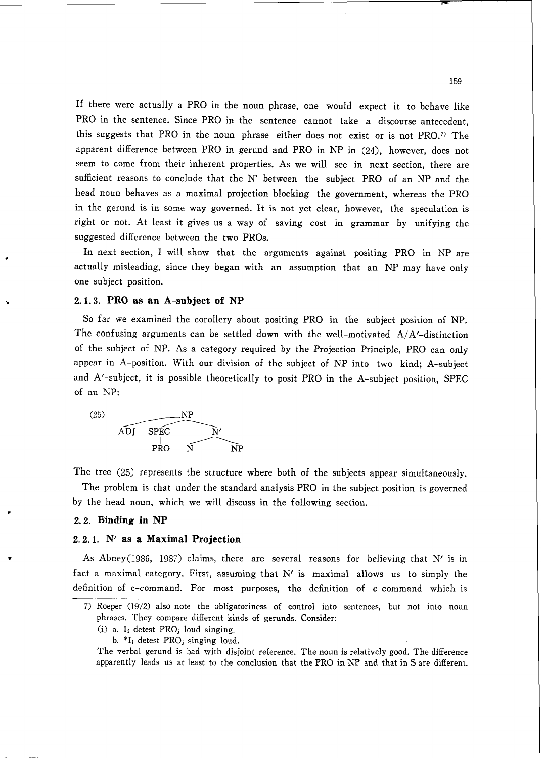If there were actually a PRO in the noun phrase, one would expect it to behave like PRO in the sentence. Since PRO in the sentence cannot take a discourse antecedent, this suggests that PRO in the noun phrase either does not exist or is not PRO.[7] The apparent difference between PRO in gerund and PRO in NP in (24), however, does not seem to come from their inherent properties. As we will see in next section, there are sufficient reasons to conclude that the N' between the subject PRO of an NP and the head noun behaves as a maximal projection blocking the government, whereas the PRO in the gerund is in some way governed. It is not yet clear, however, the speculation is right or not. At least it gives us a way of saving cost in grammar by unifying the suggested difference between the two PROs.

In next section, I will show that the arguments against positing PRO in NP are actually misleading, since they began with an assumption that an NP may have only one subject position.

### 2.1.3. PRO as an A-subject of NP

So far we examined the corollery about positing PRO in the subject position of NP. The confusing arguments can be settled down with the well-motivated A/A'-distinction of the subject of NP. As a category required by the Projection Principle, PRO can only appear in A-position. With our division of the subject of NP into two kind; A-subject and A'-subject, it is possible theoretically to posit PRO in the A-subject position, SPEC of an NP:

(25)

```
              NP
   ___________|___________
  |        |              |
 ADJ     SPEC             N'
           |          ____|____
          PRO        N         NP
```

The tree (25) represents the structure where both of the subjects appear simultaneously.

The problem is that under the standard analysis PRO in the subject position is governed by the head noun, which we will discuss in the following section.

## 2.2. Binding in NP

### 2.2.1. N' as a Maximal Projection

As Abney(1986, 1987) claims, there are several reasons for believing that N' is in fact a maximal category. First, assuming that N' is maximal allows us to simply the definition of c-command. For most purposes, the definition of c-command which is

---

7) Roeper (1972) also note the obligatoriness of control into sentences, but not into noun phrases. They compare different kinds of gerunds. Consider:

(i) a. $I_i$ detest $PRO_j$ loud singing.

b. *$I_i$ detest $PRO_j$ singing loud.

The verbal gerund is bad with disjoint reference. The noun is relatively good. The difference apparently leads us at least to the conclusion that the PRO in NP and that in S are different.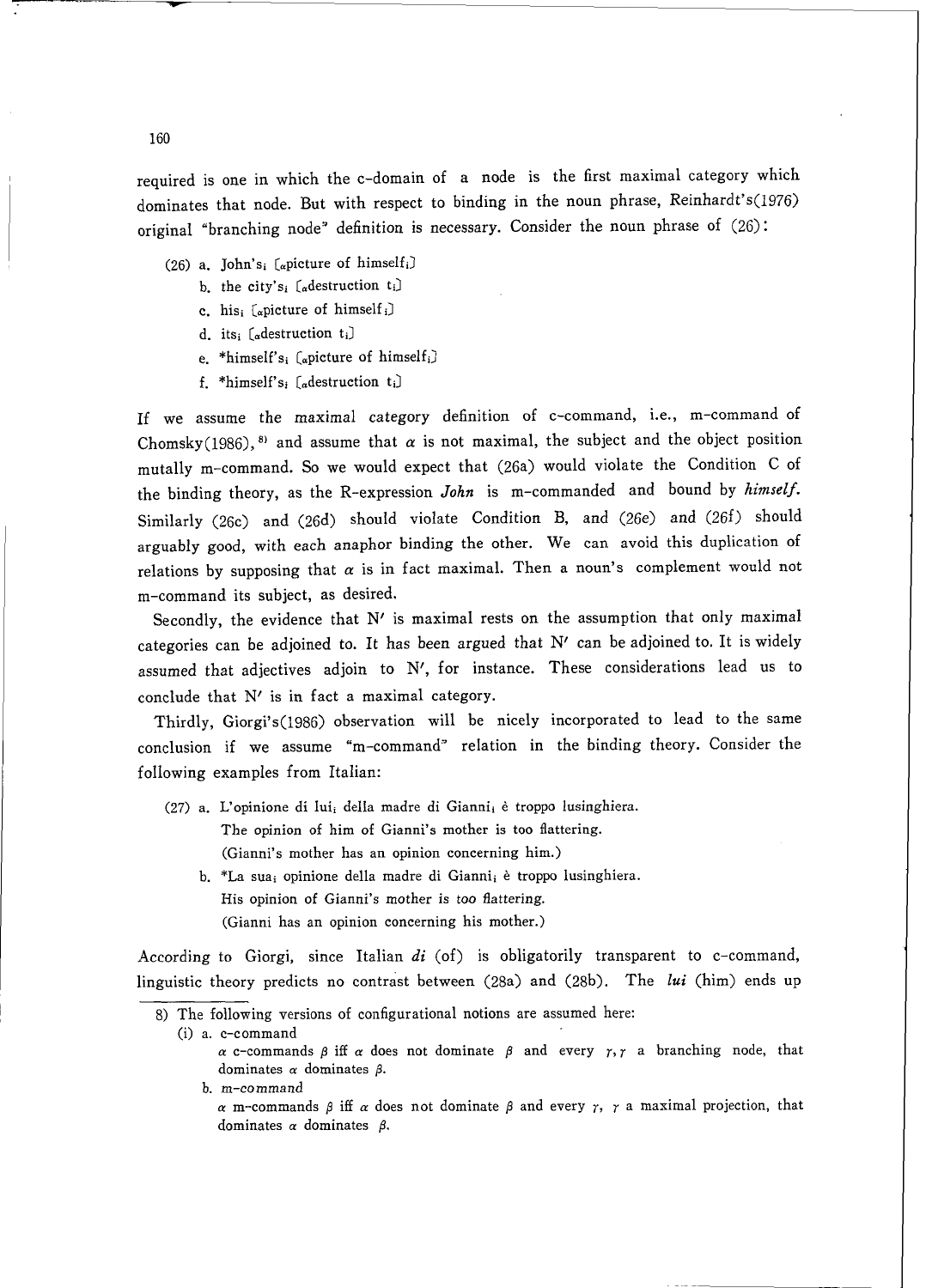required is one in which the c-domain of a node is the first maximal category which dominates that node. But with respect to binding in the noun phrase, Reinhardt's(1976) original "branching node" definition is necessary. Consider the noun phrase of (26):

(26) a. John's$_i$ [$_\alpha$picture of himself$_i$]
    b. the city's$_i$ [$_\alpha$destruction t$_i$]
    c. his$_i$ [$_\alpha$picture of himself$_i$]
    d. its$_i$ [$_\alpha$destruction t$_i$]
    e. *himself's$_i$ [$_\alpha$picture of himself$_i$]
    f. *himself's$_i$ [$_\alpha$destruction t$_i$]

If we assume the maximal category definition of c-command, i.e., m-command of Chomsky(1986),[8] and assume that $\alpha$ is not maximal, the subject and the object position mutally m-command. So we would expect that (26a) would violate the Condition C of the binding theory, as the R-expression *John* is m-commanded and bound by *himself*. Similarly (26c) and (26d) should violate Condition B, and (26e) and (26f) should arguably good, with each anaphor binding the other. We can avoid this duplication of relations by supposing that $\alpha$ is in fact maximal. Then a noun's complement would not m-command its subject, as desired.

Secondly, the evidence that N′ is maximal rests on the assumption that only maximal categories can be adjoined to. It has been argued that N′ can be adjoined to. It is widely assumed that adjectives adjoin to N′, for instance. These considerations lead us to conclude that N′ is in fact a maximal category.

Thirdly, Giorgi's(1986) observation will be nicely incorporated to lead to the same conclusion if we assume "m-command" relation in the binding theory. Consider the following examples from Italian:

(27) a. L'opinione di lui$_i$ della madre di Gianni$_i$ è troppo lusinghiera.
    The opinion of him of Gianni's mother is too flattering.
    (Gianni's mother has an opinion concerning him.)
    b. *La sua$_i$ opinione della madre di Gianni$_i$ è troppo lusinghiera.
    His opinion of Gianni's mother is too flattering.
    (Gianni has an opinion concerning his mother.)

According to Giorgi, since Italian *di* (of) is obligatorily transparent to c-command, linguistic theory predicts no contrast between (28a) and (28b). The *lui* (him) ends up

8) The following versions of configurational notions are assumed here:
  (i) a. c-command
    $\alpha$ c-commands $\beta$ iff $\alpha$ does not dominate $\beta$ and every $\gamma$, $\gamma$ a branching node, that dominates $\alpha$ dominates $\beta$.
  b. m-command
    $\alpha$ m-commands $\beta$ iff $\alpha$ does not dominate $\beta$ and every $\gamma$, $\gamma$ a maximal projection, that dominates $\alpha$ dominates $\beta$.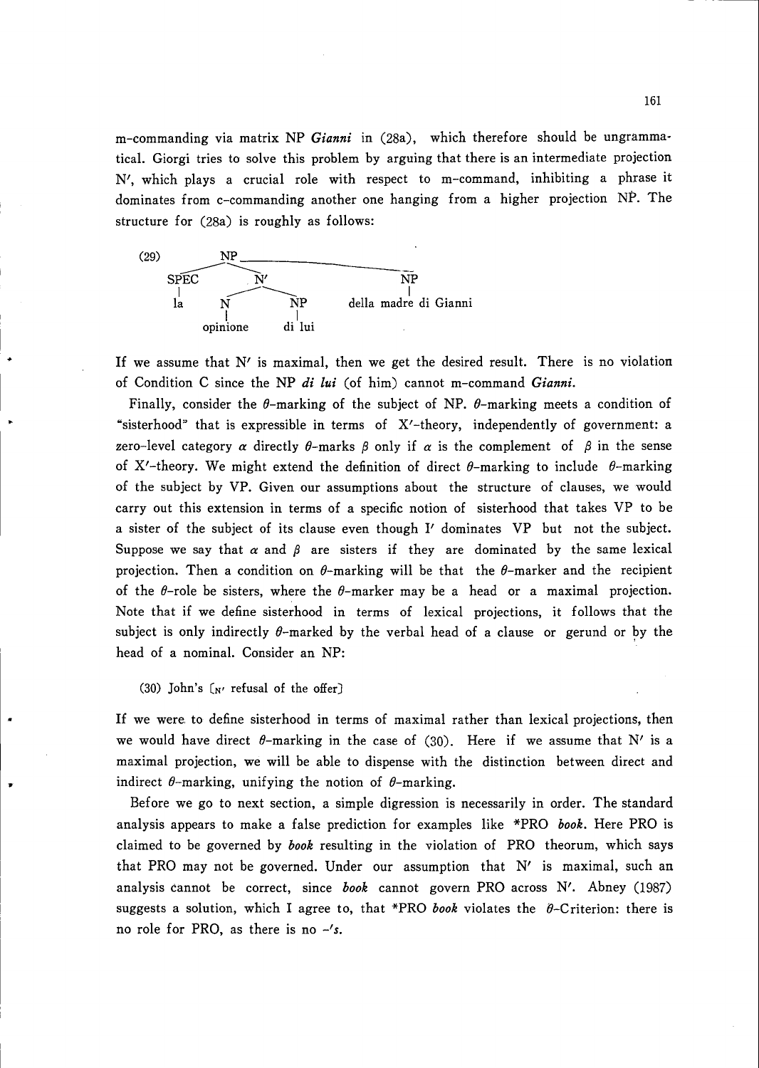m-commanding via matrix NP *Gianni* in (28a), which therefore should be ungrammatical. Giorgi tries to solve this problem by arguing that there is an intermediate projection N′, which plays a crucial role with respect to m-command, inhibiting a phrase it dominates from c-commanding another one hanging from a higher projection NP. The structure for (28a) is roughly as follows:

```
(29)        NP ______________________________________
           /  \                                      \
       SPEC    N′                                     NP
        |     /  \                                    |
        la   N    NP                       della madre di Gianni
             |    |
        opinione  di lui
```

If we assume that N′ is maximal, then we get the desired result. There is no violation of Condition C since the NP *di lui* (of him) cannot m-command *Gianni*.

Finally, consider the $\theta$-marking of the subject of NP. $\theta$-marking meets a condition of "sisterhood" that is expressible in terms of X′-theory, independently of government: a zero-level category $\alpha$ directly $\theta$-marks $\beta$ only if $\alpha$ is the complement of $\beta$ in the sense of X′-theory. We might extend the definition of direct $\theta$-marking to include $\theta$-marking of the subject by VP. Given our assumptions about the structure of clauses, we would carry out this extension in terms of a specific notion of sisterhood that takes VP to be a sister of the subject of its clause even though I′ dominates VP but not the subject. Suppose we say that $\alpha$ and $\beta$ are sisters if they are dominated by the same lexical projection. Then a condition on $\theta$-marking will be that the $\theta$-marker and the recipient of the $\theta$-role be sisters, where the $\theta$-marker may be a head or a maximal projection. Note that if we define sisterhood in terms of lexical projections, it follows that the subject is only indirectly $\theta$-marked by the verbal head of a clause or gerund or by the head of a nominal. Consider an NP:

(30) John's [$_{N'}$ refusal of the offer]

If we were to define sisterhood in terms of maximal rather than lexical projections, then we would have direct $\theta$-marking in the case of (30). Here if we assume that N′ is a maximal projection, we will be able to dispense with the distinction between direct and indirect $\theta$-marking, unifying the notion of $\theta$-marking.

Before we go to next section, a simple digression is necessarily in order. The standard analysis appears to make a false prediction for examples like *PRO ***book***. Here PRO is claimed to be governed by ***book*** resulting in the violation of PRO theorum, which says that PRO may not be governed. Under our assumption that N′ is maximal, such an analysis cannot be correct, since ***book*** cannot govern PRO across N′. Abney (1987) suggests a solution, which I agree to, that *PRO ***book*** violates the $\theta$-Criterion: there is no role for PRO, as there is no *-'s*.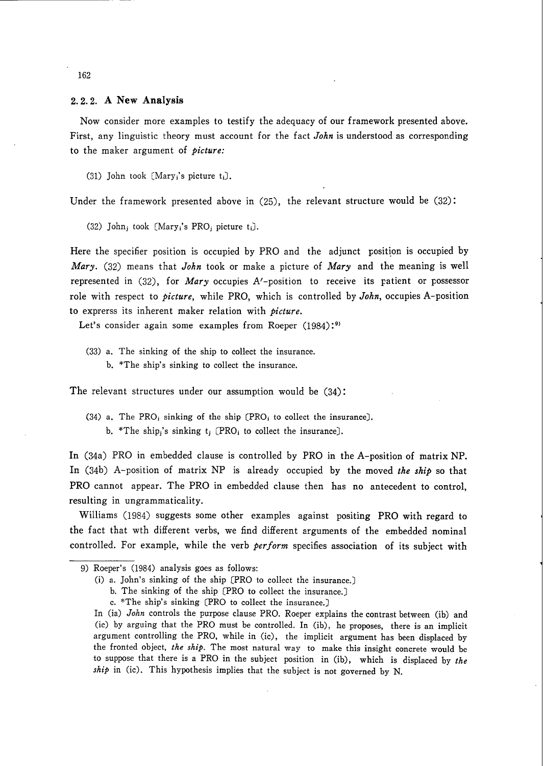### 2.2.2. A New Analysis

Now consider more examples to testify the adequacy of our framework presented above. First, any linguistic theory must account for the fact *John* is understood as corresponding to the maker argument of *picture:*

(31) John took [Mary$_i$'s picture t$_i$].

Under the framework presented above in (25), the relevant structure would be (32):

(32) John$_j$ took [Mary$_i$'s PRO$_j$ picture t$_i$].

Here the specifier position is occupied by PRO and the adjunct position is occupied by *Mary*. (32) means that *John* took or make a picture of *Mary* and the meaning is well represented in (32), for *Mary* occupies A′-position to receive its patient or possessor role with respect to *picture*, while PRO, which is controlled by *John*, occupies A-position to exprerss its inherent maker relation with *picture*.

Let's consider again some examples from Roeper (1984):[9]

(33) a. The sinking of the ship to collect the insurance.
 b. *The ship's sinking to collect the insurance.

The relevant structures under our assumption would be (34):

(34) a. The PRO$_i$ sinking of the ship [PRO$_i$ to collect the insurance].
 b. *The ship$_j$'s sinking t$_j$ [PRO$_i$ to collect the insurance].

In (34a) PRO in embedded clause is controlled by PRO in the A-position of matrix NP. In (34b) A-position of matrix NP is already occupied by the moved *the ship* so that PRO cannot appear. The PRO in embedded clause then has no antecedent to control, resulting in ungrammaticality.

Williams (1984) suggests some other examples against positing PRO with regard to the fact that wth different verbs, we find different arguments of the embedded nominal controlled. For example, while the verb *perform* specifies association of its subject with

---

9) Roeper's (1984) analysis goes as follows:

(i) a. John's sinking of the ship [PRO to collect the insurance.]
 b. The sinking of the ship [PRO to collect the insurance.]
 c. *The ship's sinking [PRO to collect the insurance.]

In (ia) *John* controls the purpose clause PRO. Roeper explains the contrast between (ib) and (ic) by arguing that the PRO must be controlled. In (ib), he proposes, there is an implicit argument controlling the PRO, while in (ic), the implicit argument has been displaced by the fronted object, *the ship*. The most natural way to make this insight concrete would be to suppose that there is a PRO in the subject position in (ib), which is displaced by *the ship* in (ic). This hypothesis implies that the subject is not governed by N.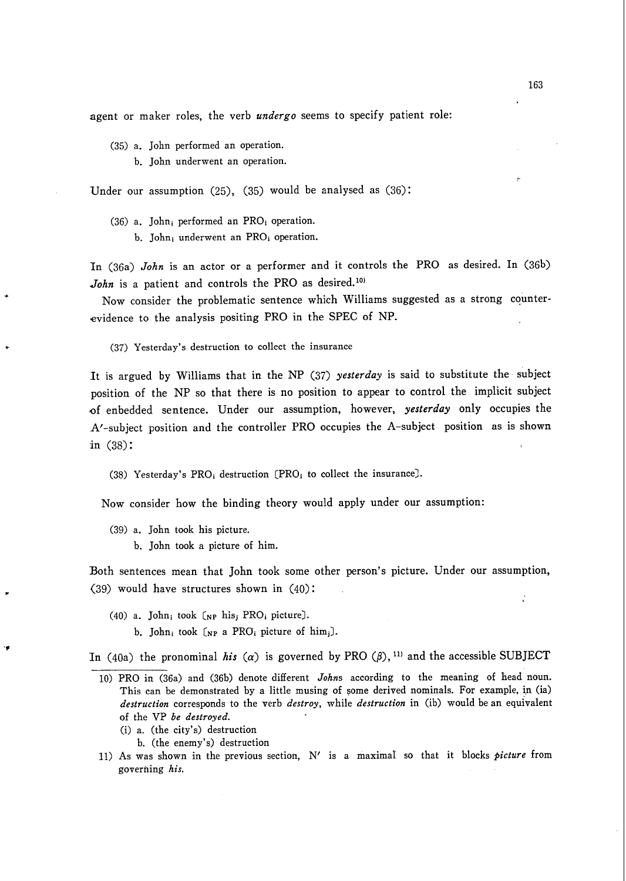agent or maker roles, the verb *undergo* seems to specify patient role:

(35) a. John performed an operation.
     b. John underwent an operation.

Under our assumption (25), (35) would be analysed as (36):

(36) a. John$_i$ performed an PRO$_i$ operation.
     b. John$_i$ underwent an PRO$_i$ operation.

In (36a) *John* is an actor or a performer and it controls the PRO as desired. In (36b) *John* is a patient and controls the PRO as desired.[10]

Now consider the problematic sentence which Williams suggested as a strong counter-evidence to the analysis positing PRO in the SPEC of NP.

(37) Yesterday's destruction to collect the insurance

It is argued by Williams that in the NP (37) *yesterday* is said to substitute the subject position of the NP so that there is no position to appear to control the implicit subject of enbedded sentence. Under our assumption, however, *yesterday* only occupies the A′-subject position and the controller PRO occupies the A-subject position as is shown in (38):

(38) Yesterday's PRO$_i$ destruction [PRO$_i$ to collect the insurance].

Now consider how the binding theory would apply under our assumption:

(39) a. John took his picture.
     b. John took a picture of him.

Both sentences mean that John took some other person's picture. Under our assumption, (39) would have structures shown in (40):

(40) a. John$_i$ took [$_{NP}$ his$_j$ PRO$_i$ picture].
     b. John$_i$ took [$_{NP}$ a PRO$_i$ picture of him$_j$].

In (40a) the pronominal *his* ($\alpha$) is governed by PRO ($\beta$),[11] and the accessible SUBJECT

---

10) PRO in (36a) and (36b) denote different *John*s according to the meaning of head noun. This can be demonstrated by a little musing of some derived nominals. For example, in (ia) *destruction* corresponds to the verb *destroy*, while *destruction* in (ib) would be an equivalent of the VP *be destroyed*.
   (i) a. (the city's) destruction
       b. (the enemy's) destruction

11) As was shown in the previous section, N′ is a maximal so that it blocks *picture* from governing *his*.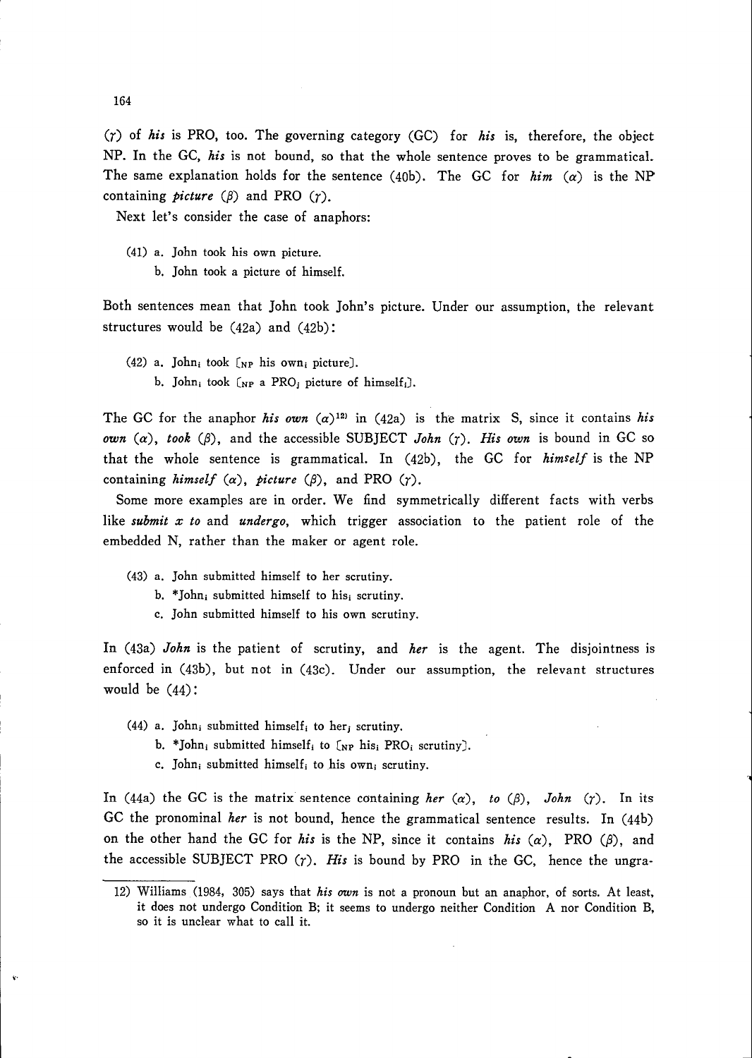($\gamma$) of *his* is PRO, too. The governing category (GC) for *his* is, therefore, the object NP. In the GC, *his* is not bound, so that the whole sentence proves to be grammatical. The same explanation holds for the sentence (40b). The GC for *him* ($\alpha$) is the NP containing *picture* ($\beta$) and PRO ($\gamma$).

Next let's consider the case of anaphors:

(41) a. John took his own picture.
     b. John took a picture of himself.

Both sentences mean that John took John's picture. Under our assumption, the relevant structures would be (42a) and (42b):

(42) a. $John_i$ took [$_{NP}$ his $own_i$ picture].
     b. $John_i$ took [$_{NP}$ a $PRO_j$ picture of $himself_i$].

The GC for the anaphor *his own* ($\alpha$)[12] in (42a) is the matrix S, since it contains *his own* ($\alpha$), *took* ($\beta$), and the accessible SUBJECT *John* ($\gamma$). *His own* is bound in GC so that the whole sentence is grammatical. In (42b), the GC for *himself* is the NP containing *himself* ($\alpha$), *picture* ($\beta$), and PRO ($\gamma$).

Some more examples are in order. We find symmetrically different facts with verbs like *submit x to* and *undergo*, which trigger association to the patient role of the embedded N, rather than the maker or agent role.

(43) a. John submitted himself to her scrutiny.
     b. *$John_i$ submitted himself to $his_i$ scrutiny.
     c. John submitted himself to his own scrutiny.

In (43a) *John* is the patient of scrutiny, and *her* is the agent. The disjointness is enforced in (43b), but not in (43c). Under our assumption, the relevant structures would be (44):

(44) a. $John_i$ submitted $himself_i$ to $her_j$ scrutiny.
     b. *$John_i$ submitted $himself_i$ to [$_{NP}$ $his_i$ $PRO_i$ scrutiny].
     c. $John_i$ submitted $himself_i$ to his $own_i$ scrutiny.

In (44a) the GC is the matrix sentence containing *her* ($\alpha$), *to* ($\beta$), *John* ($\gamma$). In its GC the pronominal *her* is not bound, hence the grammatical sentence results. In (44b) on the other hand the GC for *his* is the NP, since it contains *his* ($\alpha$), PRO ($\beta$), and the accessible SUBJECT PRO ($\gamma$). *His* is bound by PRO in the GC, hence the ungra-

12) Williams (1984, 305) says that *his own* is not a pronoun but an anaphor, of sorts. At least, it does not undergo Condition B; it seems to undergo neither Condition A nor Condition B, so it is unclear what to call it.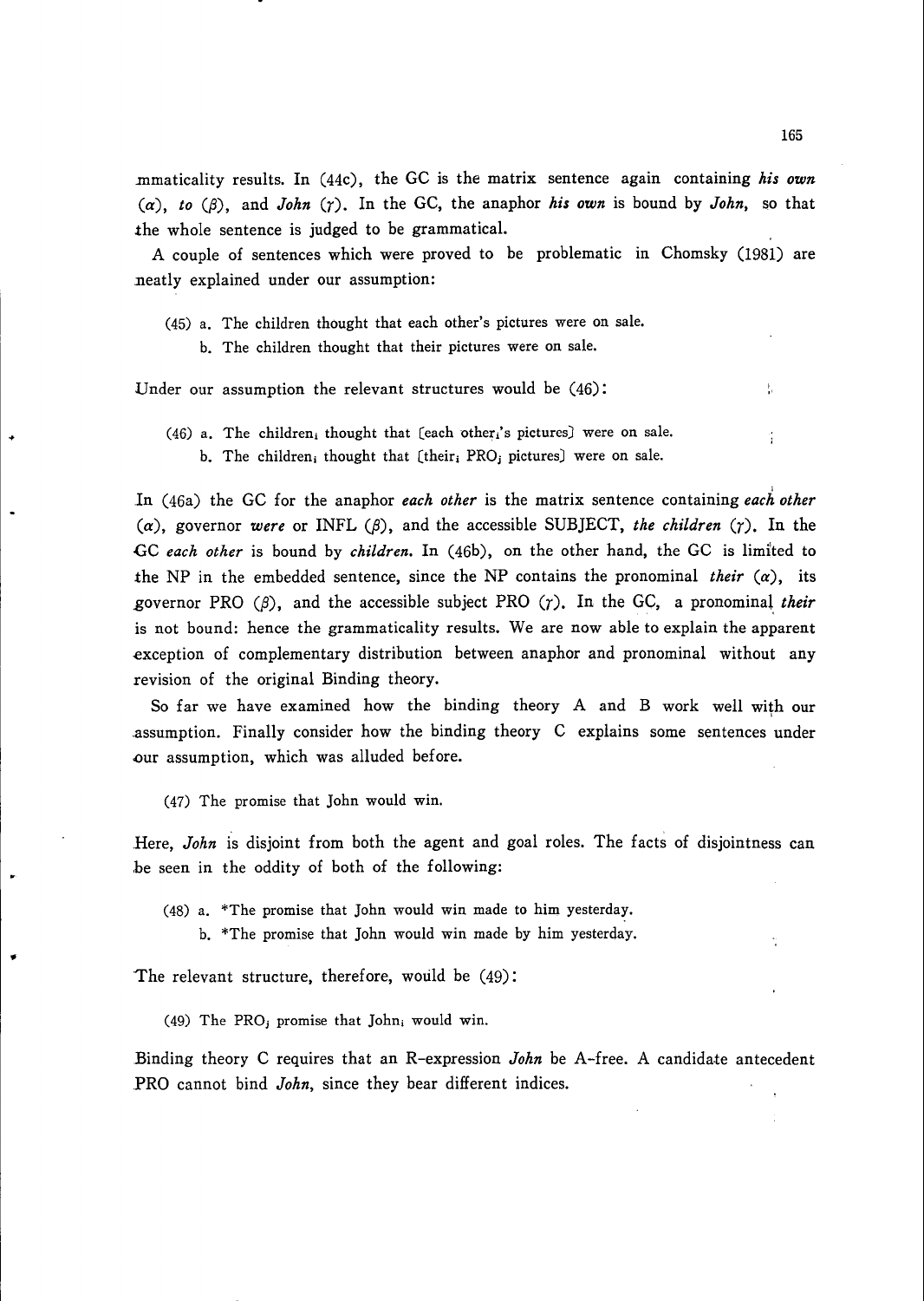mmaticality results. In (44c), the GC is the matrix sentence again containing ***his own*** ($\alpha$), ***to*** ($\beta$), and ***John*** ($\gamma$). In the GC, the anaphor ***his own*** is bound by ***John***, so that the whole sentence is judged to be grammatical.

A couple of sentences which were proved to be problematic in Chomsky (1981) are neatly explained under our assumption:

(45) a. The children thought that each other's pictures were on sale.
  b. The children thought that their pictures were on sale.

Under our assumption the relevant structures would be (46):

(46) a. The $\text{children}_i$ thought that [each $\text{other}_i$'s pictures] were on sale.
  b. The $\text{children}_i$ thought that [$\text{their}_i$ $\text{PRO}_j$ pictures] were on sale.

In (46a) the GC for the anaphor ***each other*** is the matrix sentence containing ***each other*** ($\alpha$), governor ***were*** or INFL ($\beta$), and the accessible SUBJECT, ***the children*** ($\gamma$). In the GC ***each other*** is bound by ***children***. In (46b), on the other hand, the GC is limited to the NP in the embedded sentence, since the NP contains the pronominal ***their*** ($\alpha$), its governor PRO ($\beta$), and the accessible subject PRO ($\gamma$). In the GC, a pronominal ***their*** is not bound: hence the grammaticality results. We are now able to explain the apparent exception of complementary distribution between anaphor and pronominal without any revision of the original Binding theory.

So far we have examined how the binding theory A and B work well with our assumption. Finally consider how the binding theory C explains some sentences under our assumption, which was alluded before.

(47) The promise that John would win.

Here, ***John*** is disjoint from both the agent and goal roles. The facts of disjointness can be seen in the oddity of both of the following:

(48) a. *The promise that John would win made to him yesterday.
  b. *The promise that John would win made by him yesterday.

The relevant structure, therefore, would be (49):

(49) The $\text{PRO}_j$ promise that $\text{John}_i$ would win.

Binding theory C requires that an R-expression ***John*** be A-free. A candidate antecedent PRO cannot bind ***John***, since they bear different indices.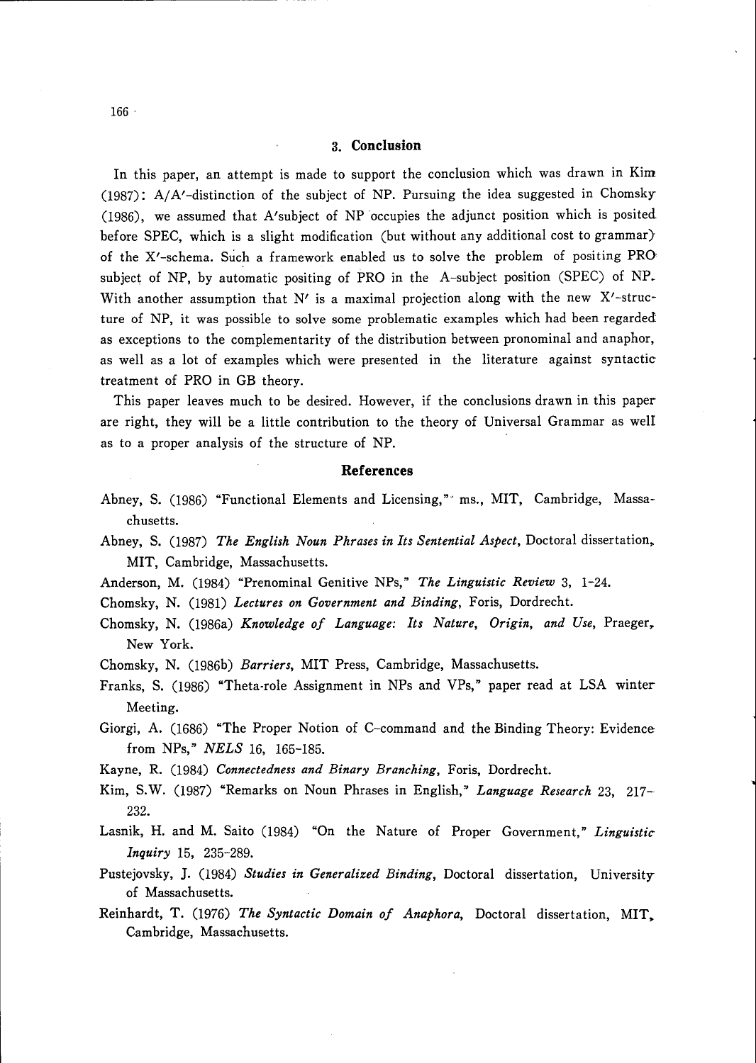## 3. Conclusion

In this paper, an attempt is made to support the conclusion which was drawn in Kim (1987): A/A′-distinction of the subject of NP. Pursuing the idea suggested in Chomsky (1986), we assumed that A′subject of NP occupies the adjunct position which is posited before SPEC, which is a slight modification (but without any additional cost to grammar) of the X′-schema. Such a framework enabled us to solve the problem of positing PRO subject of NP, by automatic positing of PRO in the A-subject position (SPEC) of NP. With another assumption that N′ is a maximal projection along with the new X′-structure of NP, it was possible to solve some problematic examples which had been regarded as exceptions to the complementarity of the distribution between pronominal and anaphor, as well as a lot of examples which were presented in the literature against syntactic treatment of PRO in GB theory.

This paper leaves much to be desired. However, if the conclusions drawn in this paper are right, they will be a little contribution to the theory of Universal Grammar as well as to a proper analysis of the structure of NP.

## References

Abney, S. (1986) "Functional Elements and Licensing," ms., MIT, Cambridge, Massachusetts.

Abney, S. (1987) *The English Noun Phrases in Its Sentential Aspect*, Doctoral dissertation, MIT, Cambridge, Massachusetts.

Anderson, M. (1984) "Prenominal Genitive NPs," *The Linguistic Review* 3, 1-24.

Chomsky, N. (1981) *Lectures on Government and Binding*, Foris, Dordrecht.

Chomsky, N. (1986a) *Knowledge of Language: Its Nature, Origin, and Use*, Praeger, New York.

Chomsky, N. (1986b) *Barriers*, MIT Press, Cambridge, Massachusetts.

Franks, S. (1986) "Theta-role Assignment in NPs and VPs," paper read at LSA winter Meeting.

Giorgi, A. (1686) "The Proper Notion of C-command and the Binding Theory: Evidence from NPs," *NELS* 16, 165-185.

Kayne, R. (1984) *Connectedness and Binary Branching*, Foris, Dordrecht.

Kim, S.W. (1987) "Remarks on Noun Phrases in English," *Language Research* 23, 217-232.

Lasnik, H. and M. Saito (1984) "On the Nature of Proper Government," *Linguistic Inquiry* 15, 235-289.

Pustejovsky, J. (1984) *Studies in Generalized Binding*, Doctoral dissertation, University of Massachusetts.

Reinhardt, T. (1976) *The Syntactic Domain of Anaphora*, Doctoral dissertation, MIT, Cambridge, Massachusetts.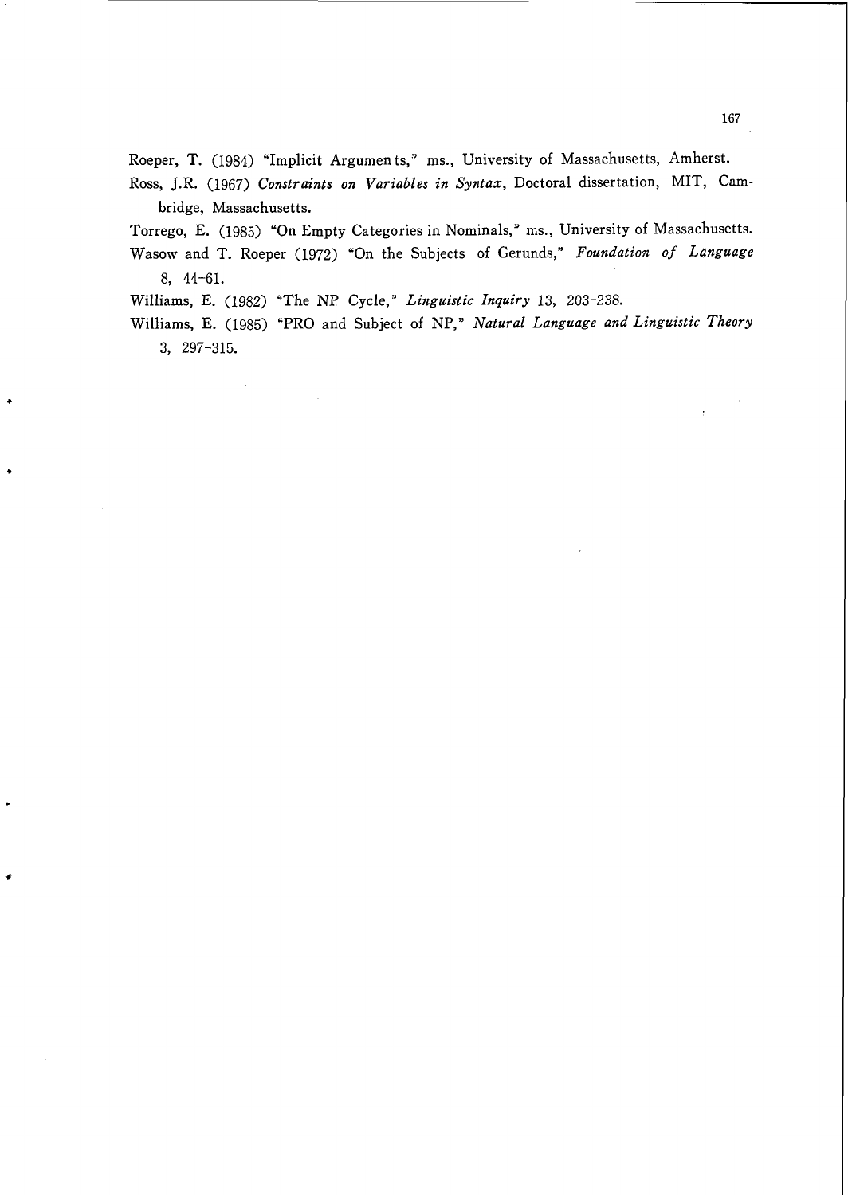Roeper, T. (1984) "Implicit Arguments," ms., University of Massachusetts, Amherst.

Ross, J.R. (1967) *Constraints on Variables in Syntax*, Doctoral dissertation, MIT, Cambridge, Massachusetts.

Torrego, E. (1985) "On Empty Categories in Nominals," ms., University of Massachusetts.

Wasow and T. Roeper (1972) "On the Subjects of Gerunds," *Foundation of Language* 8, 44-61.

Williams, E. (1982) "The NP Cycle," *Linguistic Inquiry* 13, 203-238.

Williams, E. (1985) "PRO and Subject of NP," *Natural Language and Linguistic Theory* 3, 297-315.